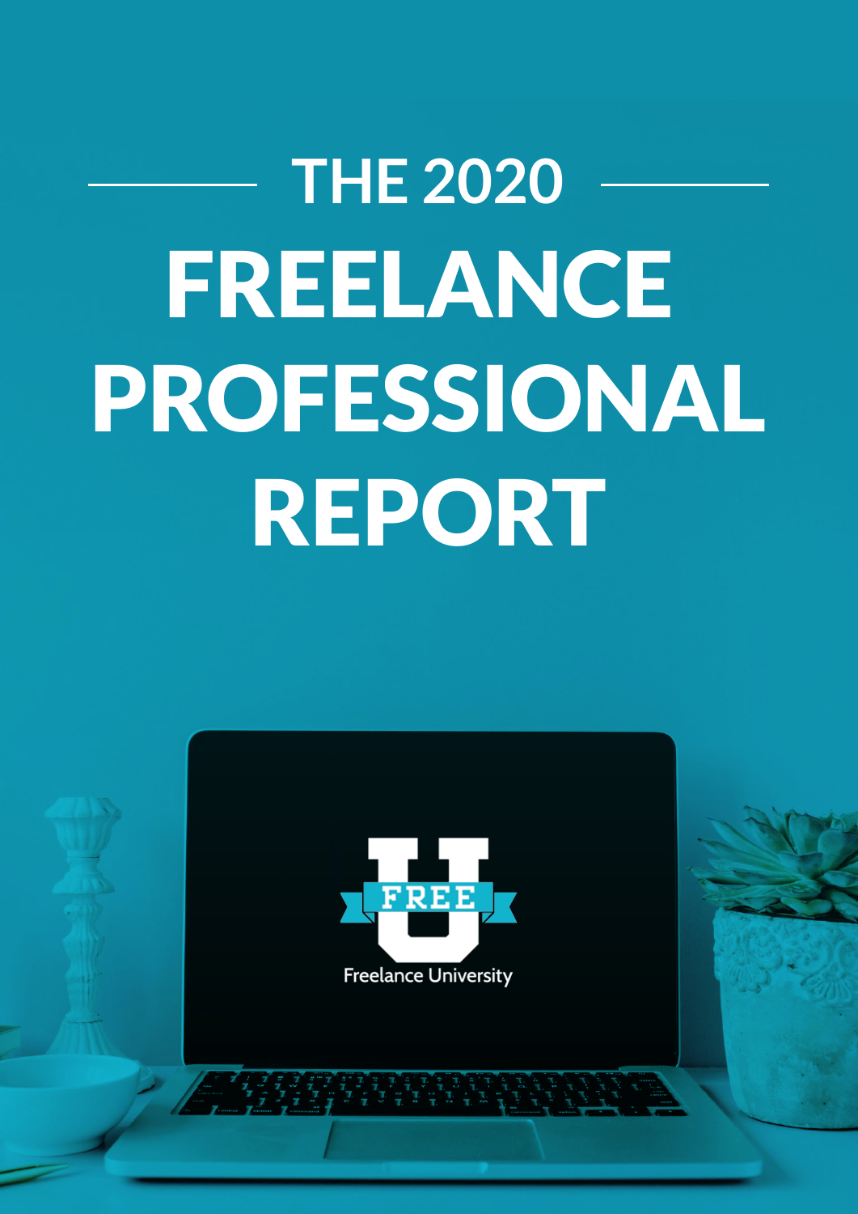# THE 2020 FREELANCE PROFESSIONAL REPORT

FREE U

Freelance University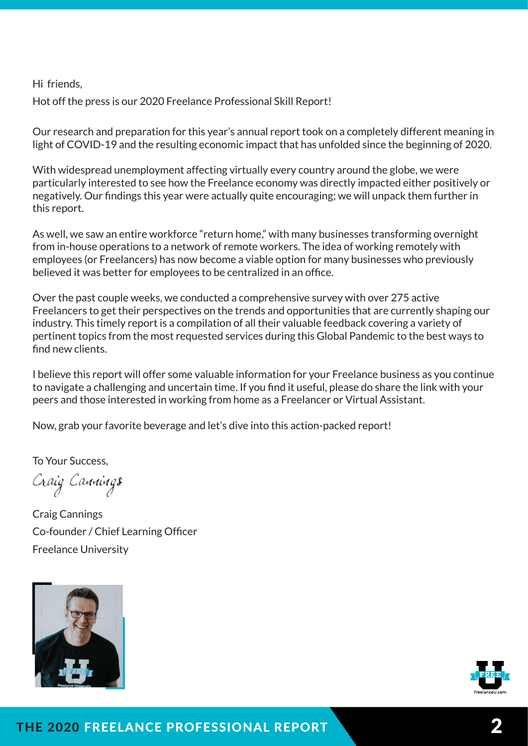Hi friends,

Hot off the press is our 2020 Freelance Professional Skill Report!

Our research and preparation for this year's annual report took on a completely different meaning in light of COVID-19 and the resulting economic impact that has unfolded since the beginning of 2020.

With widespread unemployment affecting virtually every country around the globe, we were particularly interested to see how the Freelance economy was directly impacted either positively or negatively. Our findings this year were actually quite encouraging; we will unpack them further in this report.

As well, we saw an entire workforce "return home," with many businesses transforming overnight from in-house operations to a network of remote workers. The idea of working remotely with employees (or Freelancers) has now become a viable option for many businesses who previously believed it was better for employees to be centralized in an office.

Over the past couple weeks, we conducted a comprehensive survey with over 275 active Freelancers to get their perspectives on the trends and opportunities that are currently shaping our industry. This timely report is a compilation of all their valuable feedback covering a variety of pertinent topics from the most requested services during this Global Pandemic to the best ways to find new clients.

I believe this report will offer some valuable information for your Freelance business as you continue to navigate a challenging and uncertain time. If you find it useful, please do share the link with your peers and those interested in working from home as a Freelancer or Virtual Assistant.

Now, grab your favorite beverage and let's dive into this action-packed report!

To Your Success,

*Craig Cannings*

Craig Cannings
Co-founder / Chief Learning Officer
Freelance University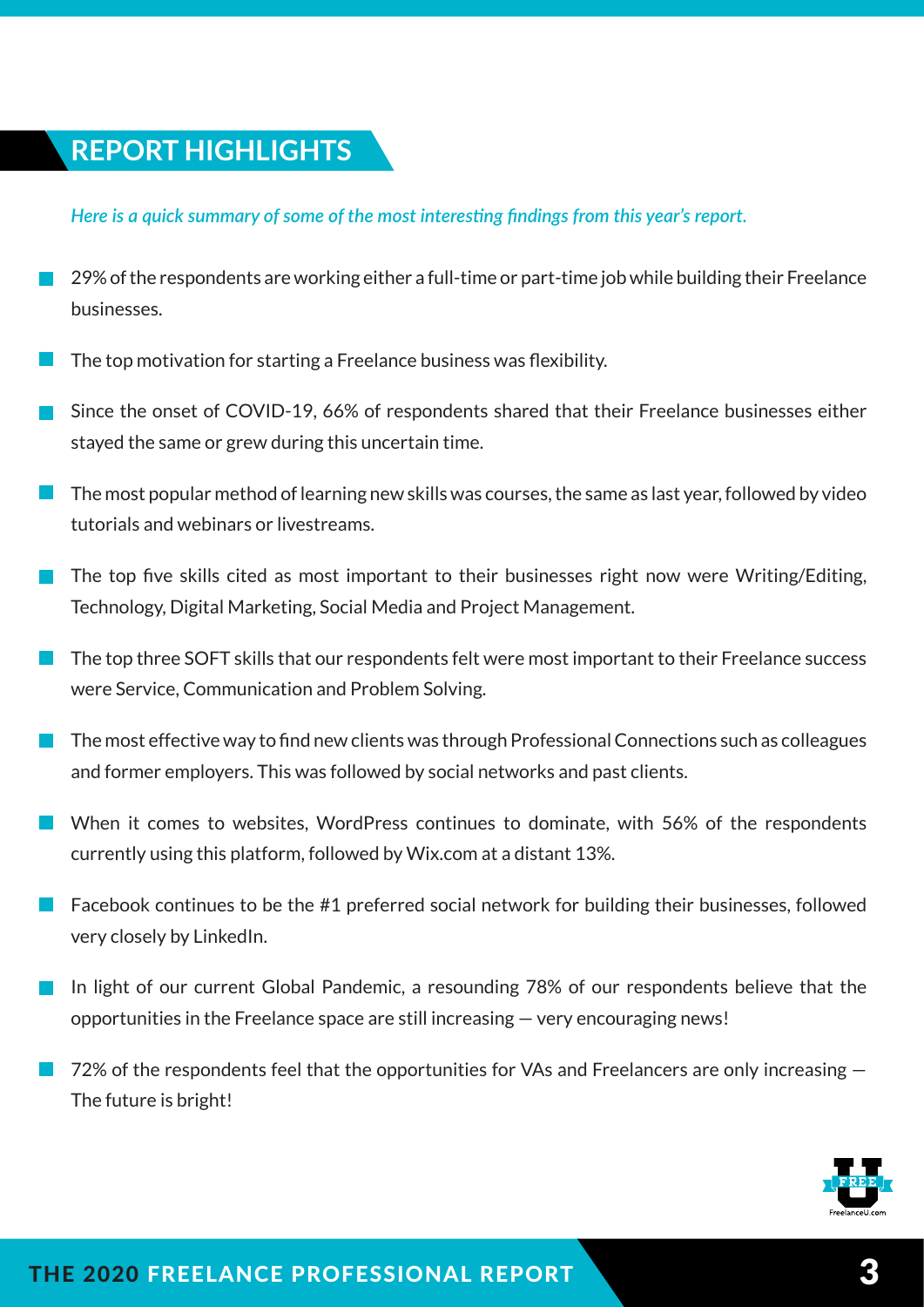## REPORT HIGHLIGHTS

*Here is a quick summary of some of the most interesting findings from this year's report.*

- 29% of the respondents are working either a full-time or part-time job while building their Freelance businesses.
- The top motivation for starting a Freelance business was flexibility.
- Since the onset of COVID-19, 66% of respondents shared that their Freelance businesses either stayed the same or grew during this uncertain time.
- The most popular method of learning new skills was courses, the same as last year, followed by video tutorials and webinars or livestreams.
- The top five skills cited as most important to their businesses right now were Writing/Editing, Technology, Digital Marketing, Social Media and Project Management.
- The top three SOFT skills that our respondents felt were most important to their Freelance success were Service, Communication and Problem Solving.
- The most effective way to find new clients was through Professional Connections such as colleagues and former employers. This was followed by social networks and past clients.
- When it comes to websites, WordPress continues to dominate, with 56% of the respondents currently using this platform, followed by Wix.com at a distant 13%.
- Facebook continues to be the #1 preferred social network for building their businesses, followed very closely by LinkedIn.
- In light of our current Global Pandemic, a resounding 78% of our respondents believe that the opportunities in the Freelance space are still increasing — very encouraging news!
- 72% of the respondents feel that the opportunities for VAs and Freelancers are only increasing — The future is bright!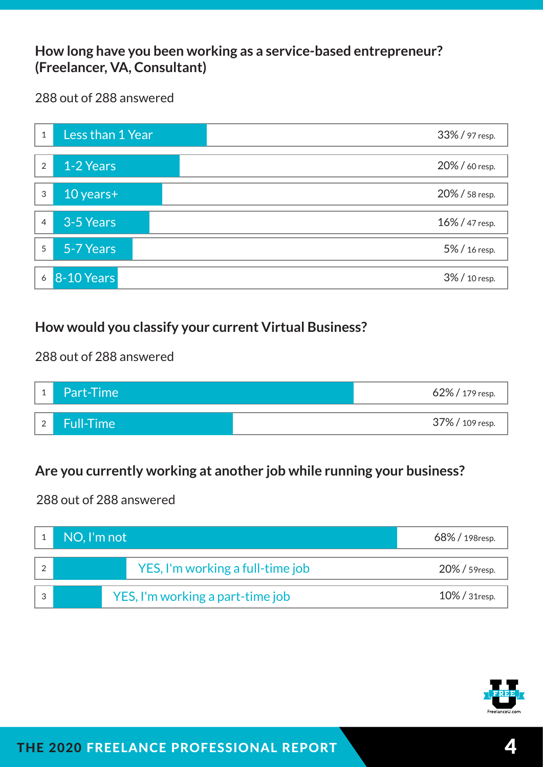## How long have you been working as a service-based entrepreneur? (Freelancer, VA, Consultant)

288 out of 288 answered

| # | Answer | Result |
|---|---|---|
| 1 | Less than 1 Year | 33% / 97 resp. |
| 2 | 1-2 Years | 20% / 60 resp. |
| 3 | 10 years+ | 20% / 58 resp. |
| 4 | 3-5 Years | 16% / 47 resp. |
| 5 | 5-7 Years | 5% / 16 resp. |
| 6 | 8-10 Years | 3% / 10 resp. |

## How would you classify your current Virtual Business?

288 out of 288 answered

| # | Answer | Result |
|---|---|---|
| 1 | Part-Time | 62% / 179 resp. |
| 2 | Full-Time | 37% / 109 resp. |

## Are you currently working at another job while running your business?

288 out of 288 answered

| # | Answer | Result |
|---|---|---|
| 1 | NO, I'm not | 68% / 198resp. |
| 2 | YES, I'm working a full-time job | 20% / 59resp. |
| 3 | YES, I'm working a part-time job | 10% / 31resp. |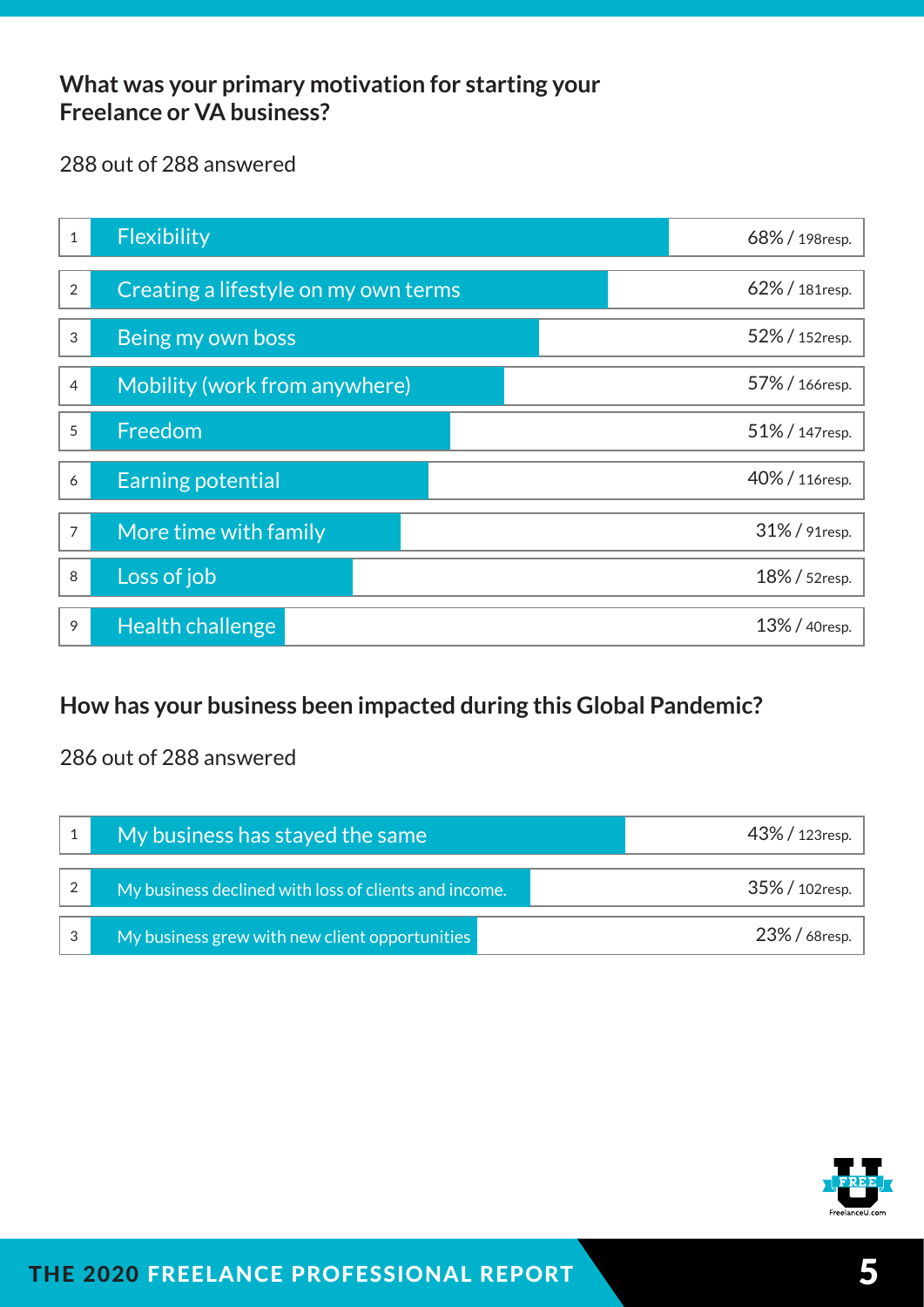**What was your primary motivation for starting your Freelance or VA business?**

288 out of 288 answered

| # | Answer | Result |
|---|---|---|
| 1 | Flexibility | 68% / 198resp. |
| 2 | Creating a lifestyle on my own terms | 62% / 181resp. |
| 3 | Being my own boss | 52% / 152resp. |
| 4 | Mobility (work from anywhere) | 57% / 166resp. |
| 5 | Freedom | 51% / 147resp. |
| 6 | Earning potential | 40% / 116resp. |
| 7 | More time with family | 31% / 91resp. |
| 8 | Loss of job | 18% / 52resp. |
| 9 | Health challenge | 13% / 40resp. |

**How has your business been impacted during this Global Pandemic?**

286 out of 288 answered

| # | Answer | Result |
|---|---|---|
| 1 | My business has stayed the same | 43% / 123resp. |
| 2 | My business declined with loss of clients and income. | 35% / 102resp. |
| 3 | My business grew with new client opportunities | 23% / 68resp. |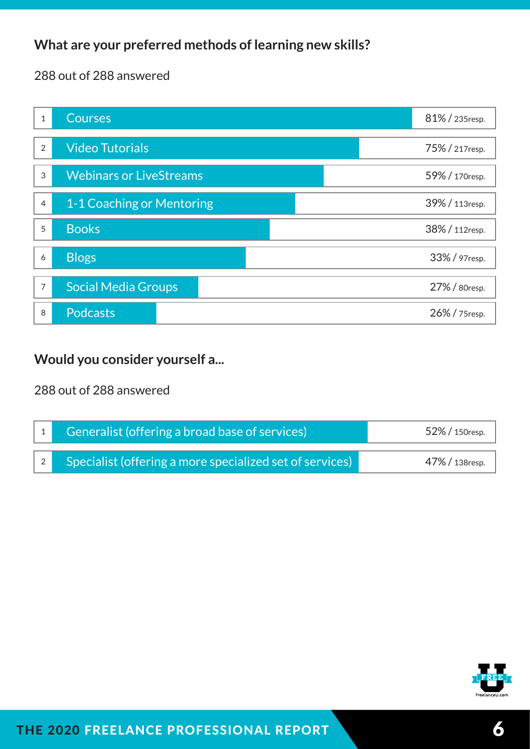### What are your preferred methods of learning new skills?

288 out of 288 answered

| # | Method | Result |
|---|---|---|
| 1 | Courses | 81% / 235resp. |
| 2 | Video Tutorials | 75% / 217resp. |
| 3 | Webinars or LiveStreams | 59% / 170resp. |
| 4 | 1-1 Coaching or Mentoring | 39% / 113resp. |
| 5 | Books | 38% / 112resp. |
| 6 | Blogs | 33% / 97resp. |
| 7 | Social Media Groups | 27% / 80resp. |
| 8 | Podcasts | 26% / 75resp. |

### Would you consider yourself a...

288 out of 288 answered

| # | Option | Result |
|---|---|---|
| 1 | Generalist (offering a broad base of services) | 52% / 150resp. |
| 2 | Specialist (offering a more specialized set of services) | 47% / 138resp. |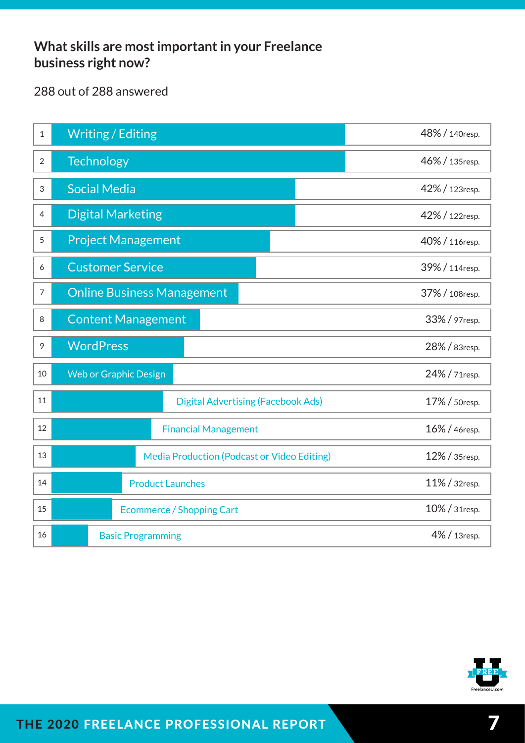## What skills are most important in your Freelance business right now?

288 out of 288 answered

| # | Skill | Response |
|---|---|---|
| 1 | Writing / Editing | 48% / 140resp. |
| 2 | Technology | 46% / 135resp. |
| 3 | Social Media | 42% / 123resp. |
| 4 | Digital Marketing | 42% / 122resp. |
| 5 | Project Management | 40% / 116resp. |
| 6 | Customer Service | 39% / 114resp. |
| 7 | Online Business Management | 37% / 108resp. |
| 8 | Content Management | 33% / 97resp. |
| 9 | WordPress | 28% / 83resp. |
| 10 | Web or Graphic Design | 24% / 71resp. |
| 11 | Digital Advertising (Facebook Ads) | 17% / 50resp. |
| 12 | Financial Management | 16% / 46resp. |
| 13 | Media Production (Podcast or Video Editing) | 12% / 35resp. |
| 14 | Product Launches | 11% / 32resp. |
| 15 | Ecommerce / Shopping Cart | 10% / 31resp. |
| 16 | Basic Programming | 4% / 13resp. |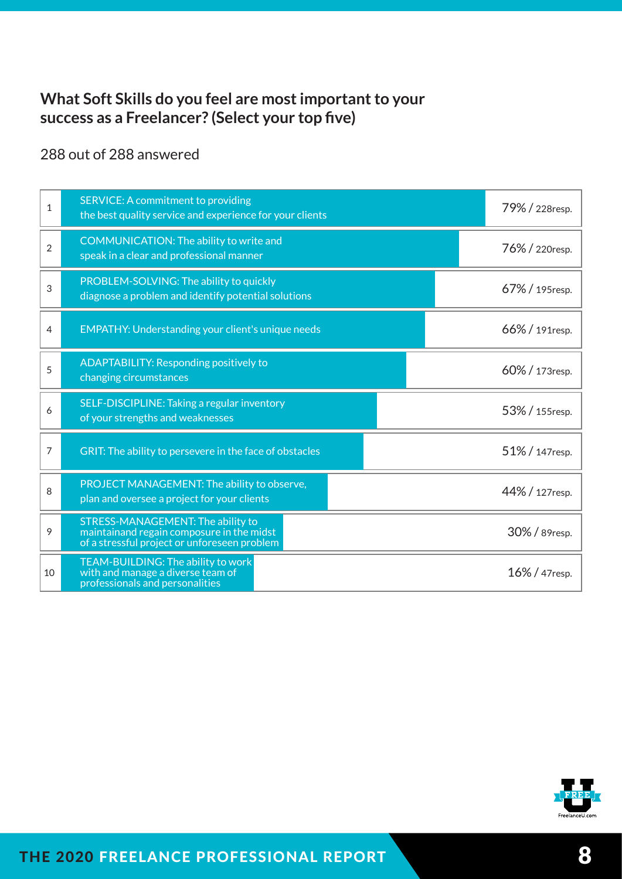**What Soft Skills do you feel are most important to your success as a Freelancer? (Select your top five)**

288 out of 288 answered

| # | Soft Skill | Result |
|---|---|---|
| 1 | SERVICE: A commitment to providing the best quality service and experience for your clients | 79% / 228resp. |
| 2 | COMMUNICATION: The ability to write and speak in a clear and professional manner | 76% / 220resp. |
| 3 | PROBLEM-SOLVING: The ability to quickly diagnose a problem and identify potential solutions | 67% / 195resp. |
| 4 | EMPATHY: Understanding your client's unique needs | 66% / 191resp. |
| 5 | ADAPTABILITY: Responding positively to changing circumstances | 60% / 173resp. |
| 6 | SELF-DISCIPLINE: Taking a regular inventory of your strengths and weaknesses | 53% / 155resp. |
| 7 | GRIT: The ability to persevere in the face of obstacles | 51% / 147resp. |
| 8 | PROJECT MANAGEMENT: The ability to observe, plan and oversee a project for your clients | 44% / 127resp. |
| 9 | STRESS-MANAGEMENT: The ability to maintainand regain composure in the midst of a stressful project or unforeseen problem | 30% / 89resp. |
| 10 | TEAM-BUILDING: The ability to work with and manage a diverse team of professionals and personalities | 16% / 47resp. |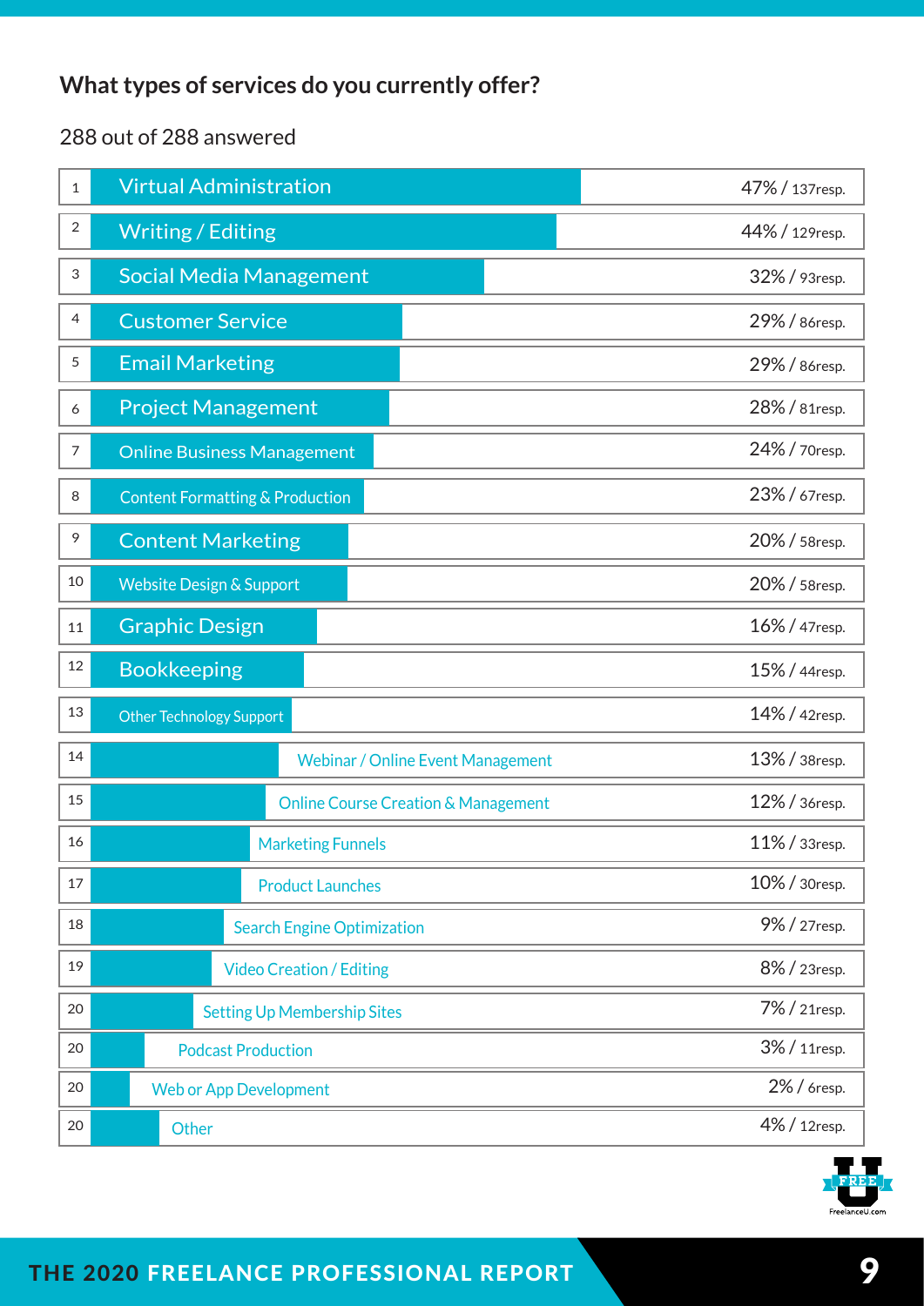## What types of services do you currently offer?

288 out of 288 answered

| # | Service | Percentage / Responses |
|---|---|---|
| 1 | Virtual Administration | 47% / 137resp. |
| 2 | Writing / Editing | 44% / 129resp. |
| 3 | Social Media Management | 32% / 93resp. |
| 4 | Customer Service | 29% / 86resp. |
| 5 | Email Marketing | 29% / 86resp. |
| 6 | Project Management | 28% / 81resp. |
| 7 | Online Business Management | 24% / 70resp. |
| 8 | Content Formatting & Production | 23% / 67resp. |
| 9 | Content Marketing | 20% / 58resp. |
| 10 | Website Design & Support | 20% / 58resp. |
| 11 | Graphic Design | 16% / 47resp. |
| 12 | Bookkeeping | 15% / 44resp. |
| 13 | Other Technology Support | 14% / 42resp. |
| 14 | Webinar / Online Event Management | 13% / 38resp. |
| 15 | Online Course Creation & Management | 12% / 36resp. |
| 16 | Marketing Funnels | 11% / 33resp. |
| 17 | Product Launches | 10% / 30resp. |
| 18 | Search Engine Optimization | 9% / 27resp. |
| 19 | Video Creation / Editing | 8% / 23resp. |
| 20 | Setting Up Membership Sites | 7% / 21resp. |
| 20 | Podcast Production | 3% / 11resp. |
| 20 | Web or App Development | 2% / 6resp. |
| 20 | Other | 4% / 12resp. |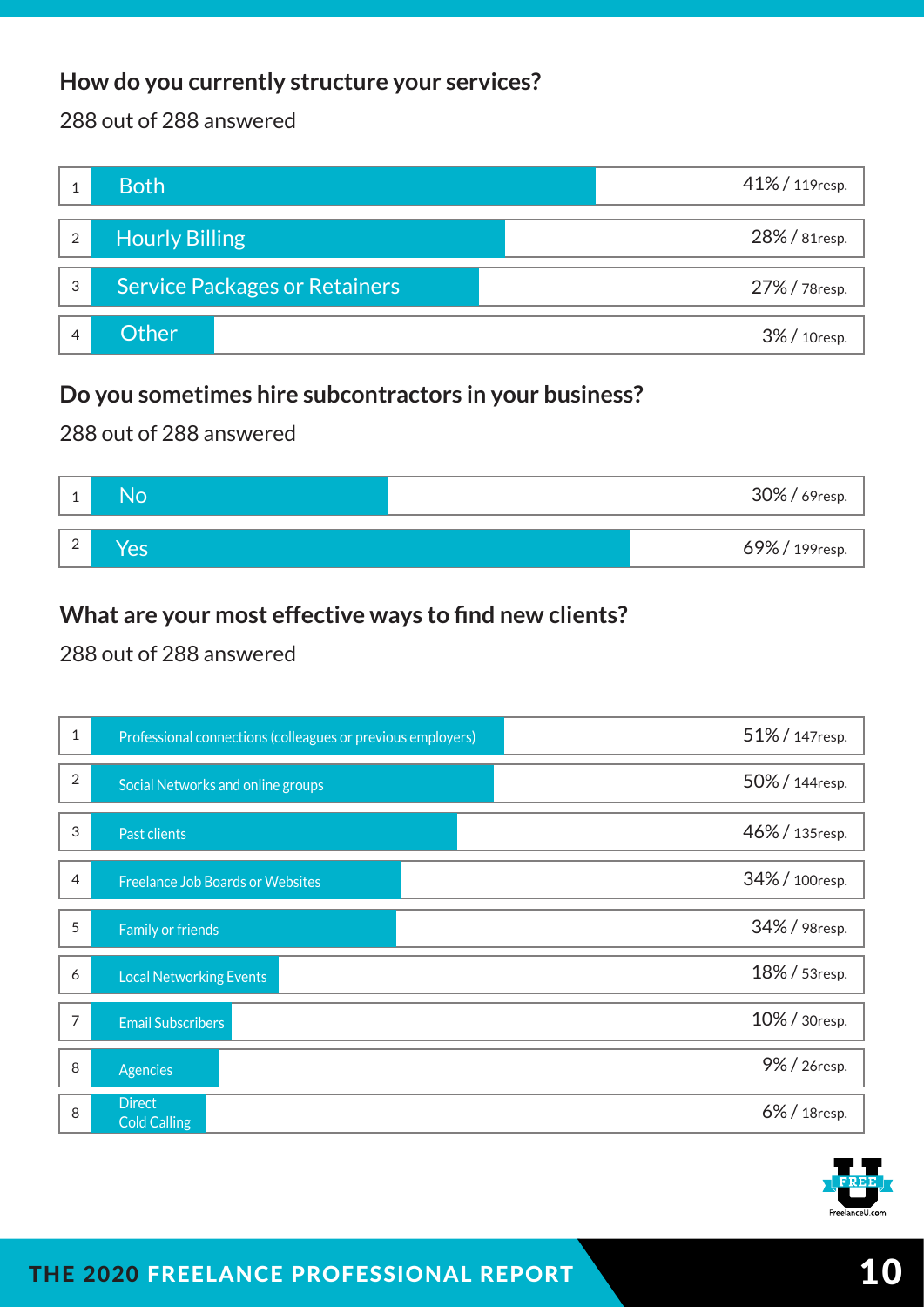### How do you currently structure your services?

288 out of 288 answered

| # | Answer | Result |
|---|---|---|
| 1 | Both | 41% / 119resp. |
| 2 | Hourly Billing | 28% / 81resp. |
| 3 | Service Packages or Retainers | 27% / 78resp. |
| 4 | Other | 3% / 10resp. |

### Do you sometimes hire subcontractors in your business?

288 out of 288 answered

| # | Answer | Result |
|---|---|---|
| 1 | No | 30% / 69resp. |
| 2 | Yes | 69% / 199resp. |

### What are your most effective ways to find new clients?

288 out of 288 answered

| # | Answer | Result |
|---|---|---|
| 1 | Professional connections (colleagues or previous employers) | 51% / 147resp. |
| 2 | Social Networks and online groups | 50% / 144resp. |
| 3 | Past clients | 46% / 135resp. |
| 4 | Freelance Job Boards or Websites | 34% / 100resp. |
| 5 | Family or friends | 34% / 98resp. |
| 6 | Local Networking Events | 18% / 53resp. |
| 7 | Email Subscribers | 10% / 30resp. |
| 8 | Agencies | 9% / 26resp. |
| 8 | Direct Cold Calling | 6% / 18resp. |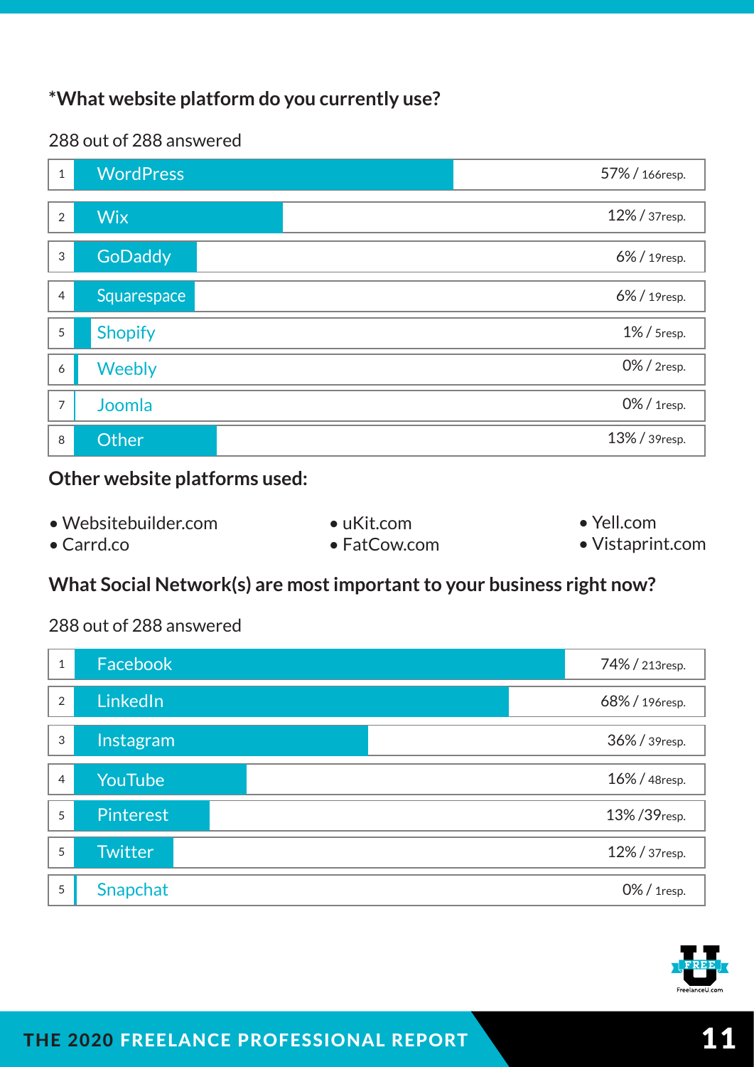### *What website platform do you currently use?

288 out of 288 answered

| # | Platform | Result |
|---|---|---|
| 1 | WordPress | 57% / 166resp. |
| 2 | Wix | 12% / 37resp. |
| 3 | GoDaddy | 6% / 19resp. |
| 4 | Squarespace | 6% / 19resp. |
| 5 | Shopify | 1% / 5resp. |
| 6 | Weebly | 0% / 2resp. |
| 7 | Joomla | 0% / 1resp. |
| 8 | Other | 13% / 39resp. |

### Other website platforms used:

- Websitebuilder.com
- Carrd.co
- uKit.com
- FatCow.com
- Yell.com
- Vistaprint.com

### What Social Network(s) are most important to your business right now?

288 out of 288 answered

| # | Social Network | Result |
|---|---|---|
| 1 | Facebook | 74% / 213resp. |
| 2 | LinkedIn | 68% / 196resp. |
| 3 | Instagram | 36% / 39resp. |
| 4 | YouTube | 16% / 48resp. |
| 5 | Pinterest | 13% /39resp. |
| 5 | Twitter | 12% / 37resp. |
| 5 | Snapchat | 0% / 1resp. |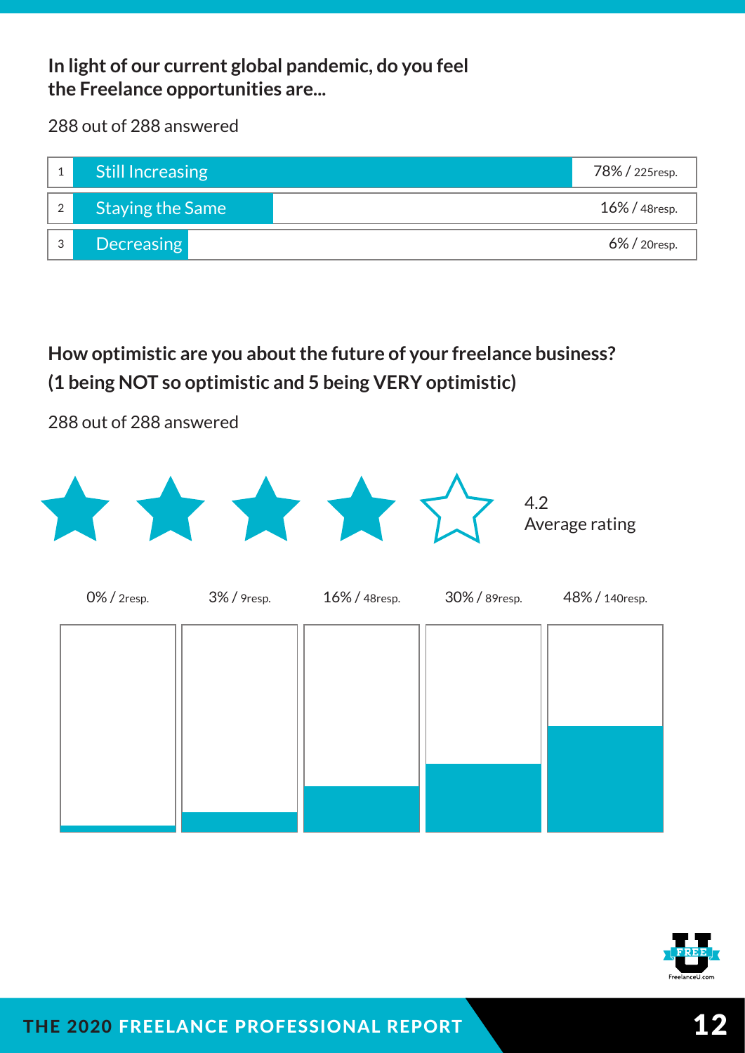**In light of our current global pandemic, do you feel the Freelance opportunities are...**

288 out of 288 answered

| # | Answer | Result |
|---|---|---|
| 1 | Still Increasing | 78% / 225resp. |
| 2 | Staying the Same | 16% / 48resp. |
| 3 | Decreasing | 6% / 20resp. |

**How optimistic are you about the future of your freelance business? (1 being NOT so optimistic and 5 being VERY optimistic)**

288 out of 288 answered

4.2
Average rating

| 1 | 2 | 3 | 4 | 5 |
|---|---|---|---|---|
| 0% / 2resp. | 3% / 9resp. | 16% / 48resp. | 30% / 89resp. | 48% / 140resp. |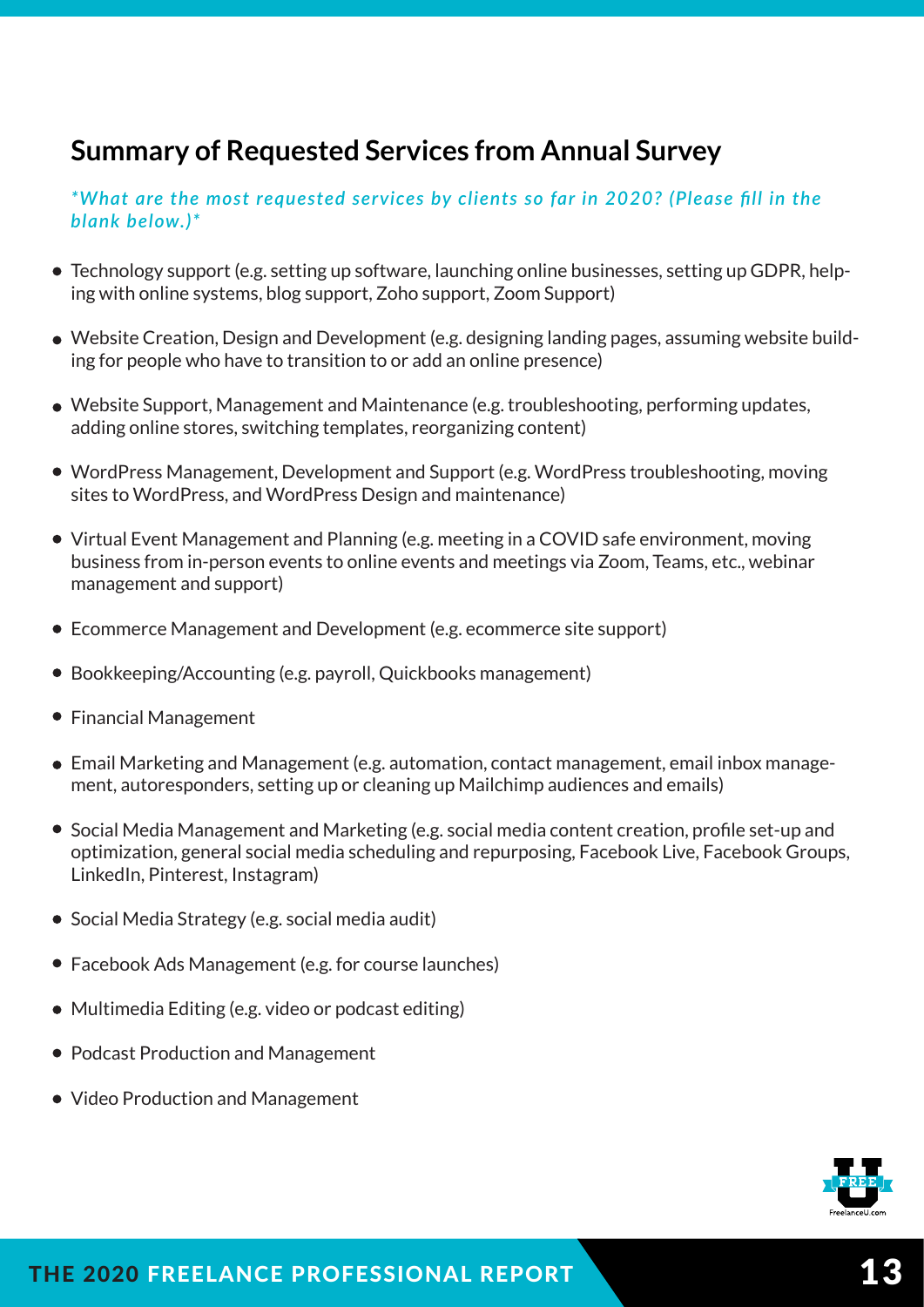## Summary of Requested Services from Annual Survey

*\*What are the most requested services by clients so far in 2020? (Please fill in the blank below.)\**

- Technology support (e.g. setting up software, launching online businesses, setting up GDPR, helping with online systems, blog support, Zoho support, Zoom Support)
- Website Creation, Design and Development (e.g. designing landing pages, assuming website building for people who have to transition to or add an online presence)
- Website Support, Management and Maintenance (e.g. troubleshooting, performing updates, adding online stores, switching templates, reorganizing content)
- WordPress Management, Development and Support (e.g. WordPress troubleshooting, moving sites to WordPress, and WordPress Design and maintenance)
- Virtual Event Management and Planning (e.g. meeting in a COVID safe environment, moving business from in-person events to online events and meetings via Zoom, Teams, etc., webinar management and support)
- Ecommerce Management and Development (e.g. ecommerce site support)
- Bookkeeping/Accounting (e.g. payroll, Quickbooks management)
- Financial Management
- Email Marketing and Management (e.g. automation, contact management, email inbox management, autoresponders, setting up or cleaning up Mailchimp audiences and emails)
- Social Media Management and Marketing (e.g. social media content creation, profile set-up and optimization, general social media scheduling and repurposing, Facebook Live, Facebook Groups, LinkedIn, Pinterest, Instagram)
- Social Media Strategy (e.g. social media audit)
- Facebook Ads Management (e.g. for course launches)
- Multimedia Editing (e.g. video or podcast editing)
- Podcast Production and Management
- Video Production and Management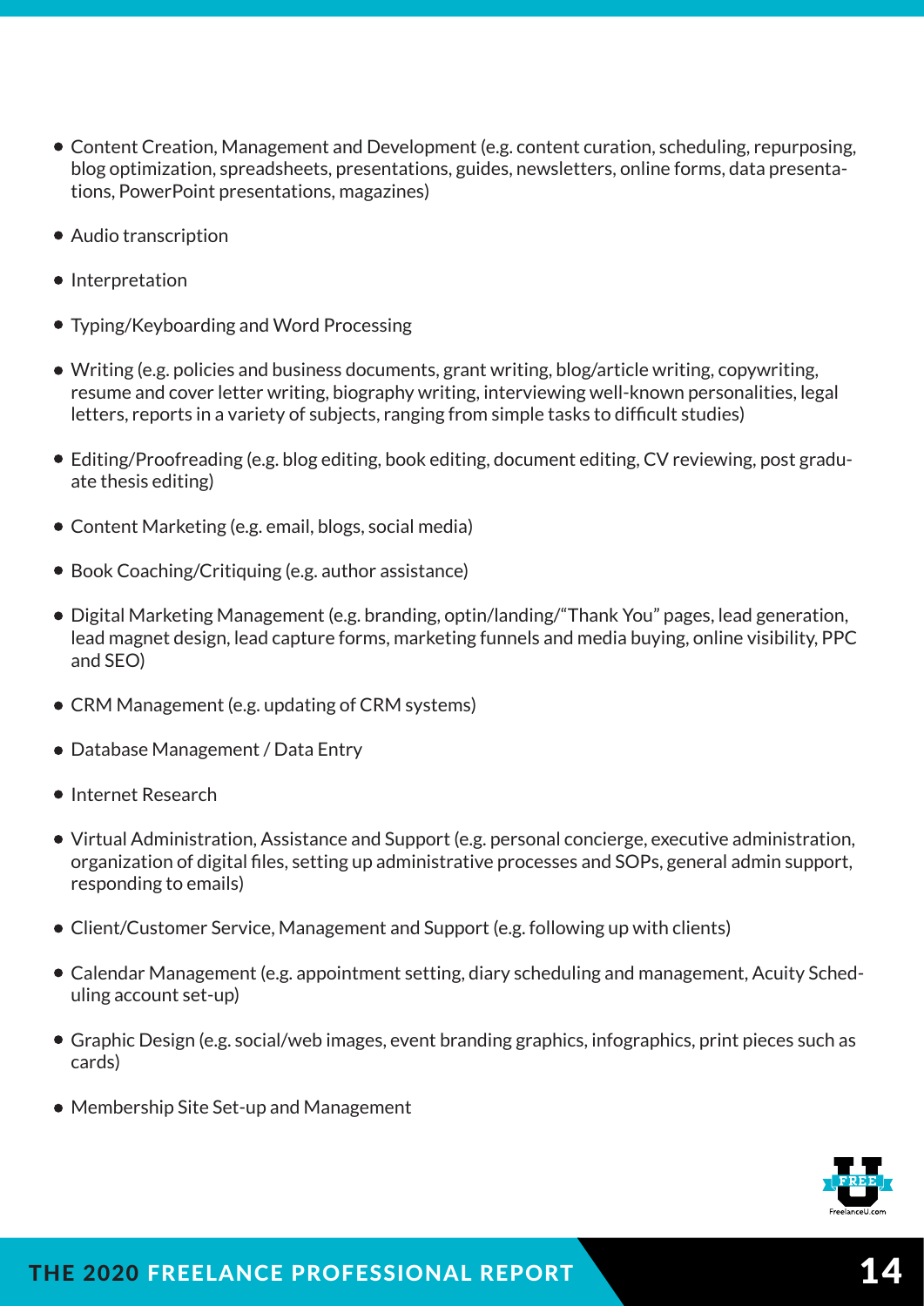- Content Creation, Management and Development (e.g. content curation, scheduling, repurposing, blog optimization, spreadsheets, presentations, guides, newsletters, online forms, data presentations, PowerPoint presentations, magazines)
- Audio transcription
- Interpretation
- Typing/Keyboarding and Word Processing
- Writing (e.g. policies and business documents, grant writing, blog/article writing, copywriting, resume and cover letter writing, biography writing, interviewing well-known personalities, legal letters, reports in a variety of subjects, ranging from simple tasks to difficult studies)
- Editing/Proofreading (e.g. blog editing, book editing, document editing, CV reviewing, post graduate thesis editing)
- Content Marketing (e.g. email, blogs, social media)
- Book Coaching/Critiquing (e.g. author assistance)
- Digital Marketing Management (e.g. branding, optin/landing/"Thank You" pages, lead generation, lead magnet design, lead capture forms, marketing funnels and media buying, online visibility, PPC and SEO)
- CRM Management (e.g. updating of CRM systems)
- Database Management / Data Entry
- Internet Research
- Virtual Administration, Assistance and Support (e.g. personal concierge, executive administration, organization of digital files, setting up administrative processes and SOPs, general admin support, responding to emails)
- Client/Customer Service, Management and Support (e.g. following up with clients)
- Calendar Management (e.g. appointment setting, diary scheduling and management, Acuity Scheduling account set-up)
- Graphic Design (e.g. social/web images, event branding graphics, infographics, print pieces such as cards)
- Membership Site Set-up and Management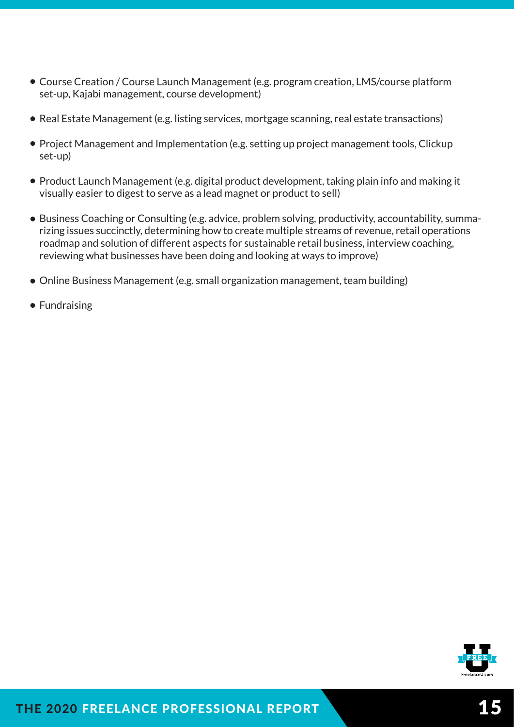- Course Creation / Course Launch Management (e.g. program creation, LMS/course platform set-up, Kajabi management, course development)
- Real Estate Management (e.g. listing services, mortgage scanning, real estate transactions)
- Project Management and Implementation (e.g. setting up project management tools, Clickup set-up)
- Product Launch Management (e.g. digital product development, taking plain info and making it visually easier to digest to serve as a lead magnet or product to sell)
- Business Coaching or Consulting (e.g. advice, problem solving, productivity, accountability, summarizing issues succinctly, determining how to create multiple streams of revenue, retail operations roadmap and solution of different aspects for sustainable retail business, interview coaching, reviewing what businesses have been doing and looking at ways to improve)
- Online Business Management (e.g. small organization management, team building)
- Fundraising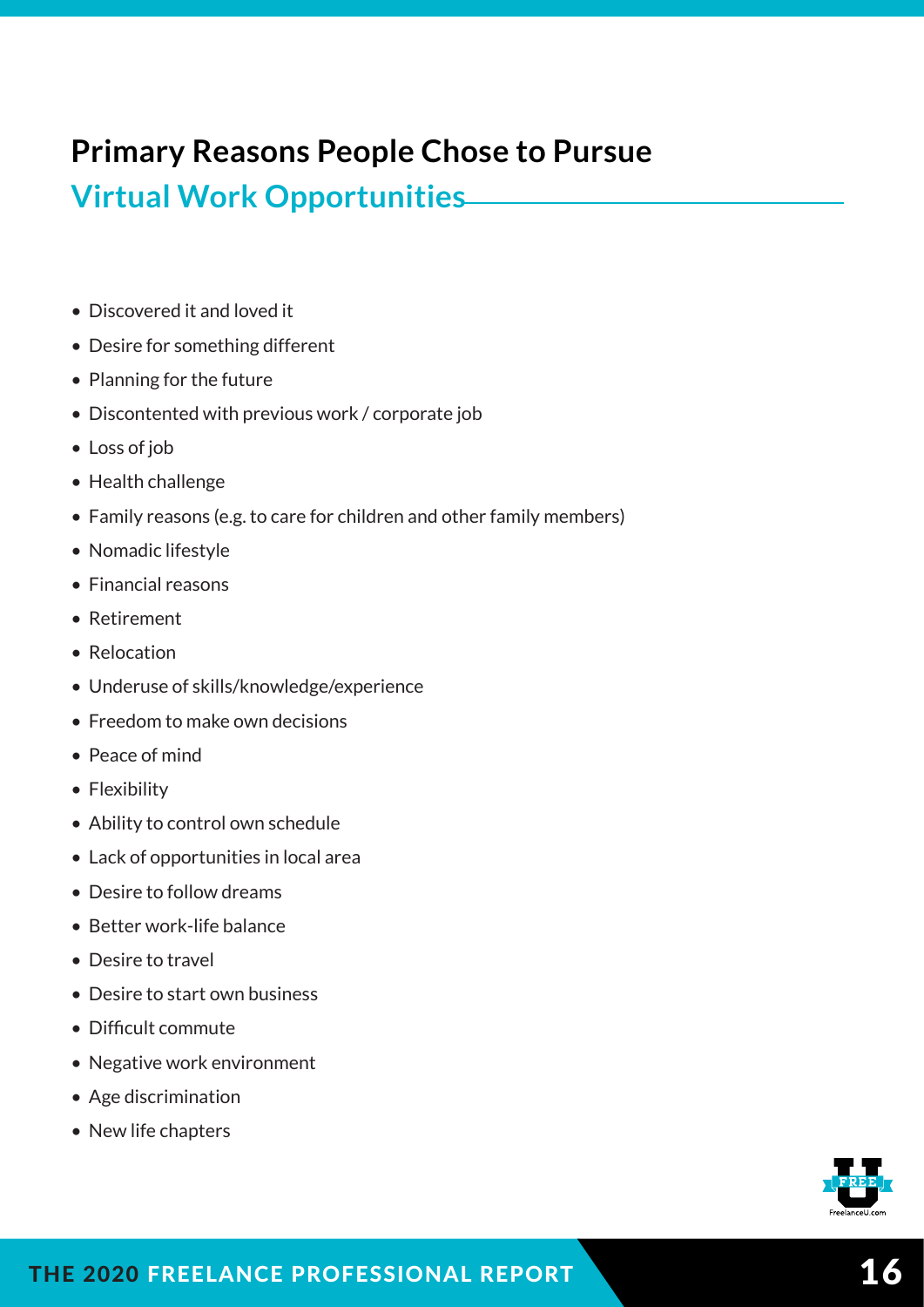## Primary Reasons People Chose to Pursue Virtual Work Opportunities

- Discovered it and loved it
- Desire for something different
- Planning for the future
- Discontented with previous work / corporate job
- Loss of job
- Health challenge
- Family reasons (e.g. to care for children and other family members)
- Nomadic lifestyle
- Financial reasons
- Retirement
- Relocation
- Underuse of skills/knowledge/experience
- Freedom to make own decisions
- Peace of mind
- Flexibility
- Ability to control own schedule
- Lack of opportunities in local area
- Desire to follow dreams
- Better work-life balance
- Desire to travel
- Desire to start own business
- Difficult commute
- Negative work environment
- Age discrimination
- New life chapters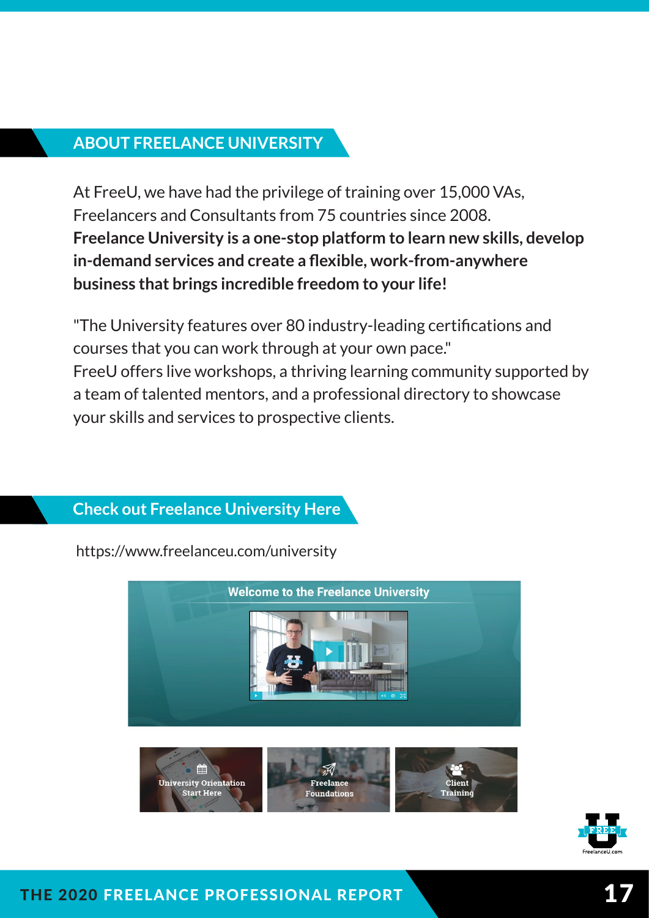## ABOUT FREELANCE UNIVERSITY

At FreeU, we have had the privilege of training over 15,000 VAs, Freelancers and Consultants from 75 countries since 2008.
**Freelance University is a one-stop platform to learn new skills, develop in-demand services and create a flexible, work-from-anywhere business that brings incredible freedom to your life!**

"The University features over 80 industry-leading certifications and courses that you can work through at your own pace."
FreeU offers live workshops, a thriving learning community supported by a team of talented mentors, and a professional directory to showcase your skills and services to prospective clients.

## Check out Freelance University Here

https://www.freelanceu.com/university

Welcome to the Freelance University

University Orientation Start Here

Freelance Foundations

Client Training